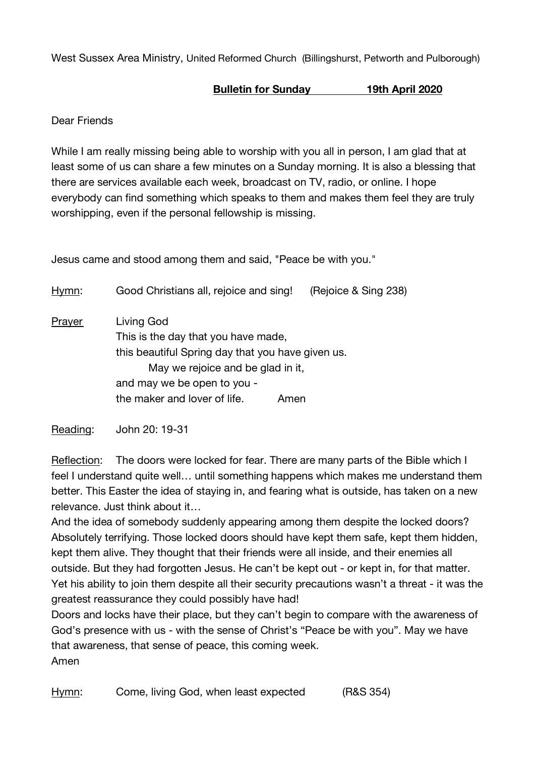West Sussex Area Ministry, United Reformed Church (Billingshurst, Petworth and Pulborough)

**Bulletin for Sunday 19th April 2020**

Dear Friends

While I am really missing being able to worship with you all in person, I am glad that at least some of us can share a few minutes on a Sunday morning. It is also a blessing that there are services available each week, broadcast on TV, radio, or online. I hope everybody can find something which speaks to them and makes them feel they are truly worshipping, even if the personal fellowship is missing.

Jesus came and stood among them and said, "Peace be with you."

Hymn: Good Christians all, rejoice and sing! (Rejoice & Sing 238)

Prayer: Living God
this is the day that you have made,
this beautiful Spring day that you have given us.
May we rejoice and be glad in it,
and may we be open to you -
the maker and lover of life. Amen

Reading: John 20: 19-31

Reflection: The doors were locked for fear. There are many parts of the Bible which I feel I understand quite well… until something happens which makes me understand them better. This Easter the idea of staying in, and fearing what is outside, has taken on a new relevance. Just think about it…
And the idea of somebody suddenly appearing among them despite the locked doors? Absolutely terrifying. Those locked doors should have kept them safe, kept them hidden, kept them alive. They thought that their friends were all inside, and their enemies all outside. But they had forgotten Jesus. He can't be kept out - or kept in, for that matter. Yet his ability to join them despite all their security precautions wasn't a threat - it was the greatest reassurance they could possibly have had!
Doors and locks have their place, but they can't begin to compare with the awareness of God's presence with us - with the sense of Christ's "Peace be with you". May we have that awareness, that sense of peace, this coming week.
Amen

Hymn: Come, living God, when least expected (R&S 354)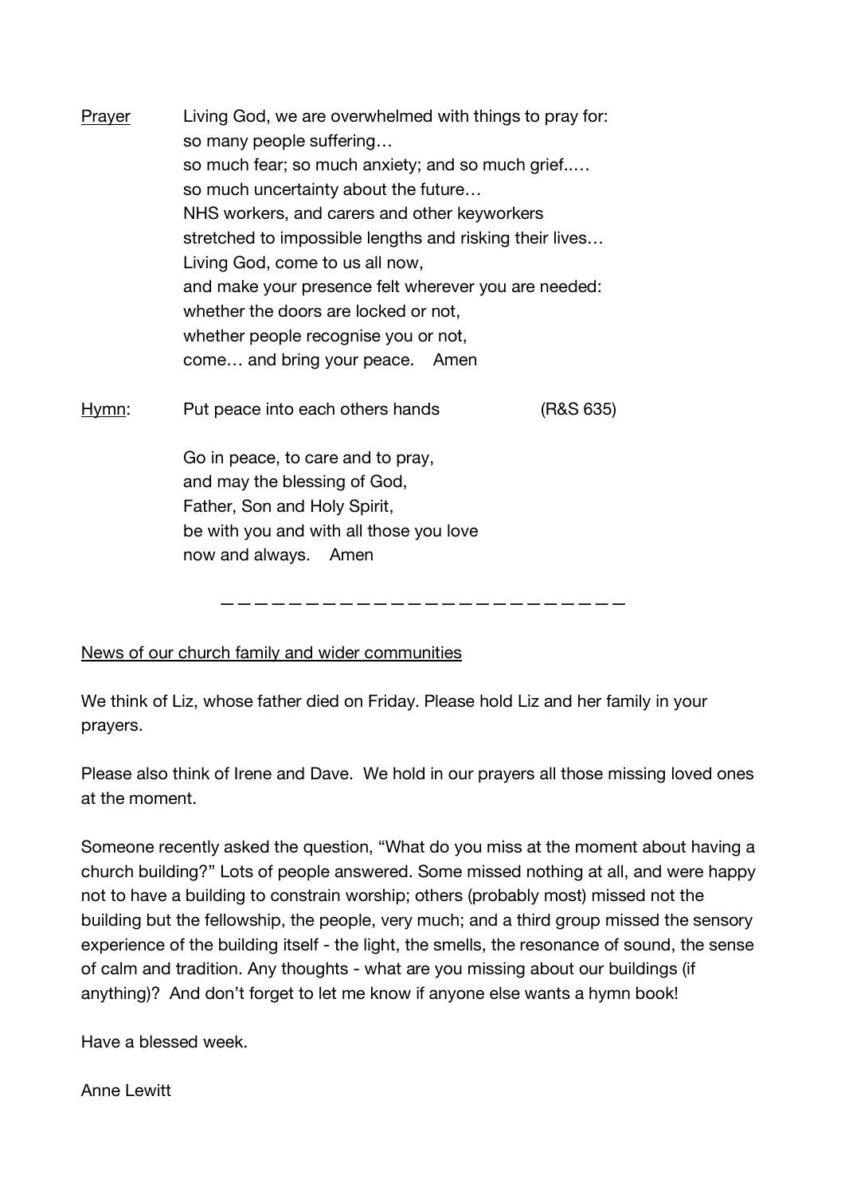Prayer Living God, we are overwhelmed with things to pray for:
so many people suffering…
so much fear; so much anxiety; and so much grief..…
so much uncertainty about the future…
NHS workers, and carers and other keyworkers
stretched to impossible lengths and risking their lives…
Living God, come to us all now,
and make your presence felt wherever you are needed:
whether the doors are locked or not,
whether people recognise you or not,
come… and bring your peace. Amen

Hymn: Put peace into each others hands (R&S 635)

Go in peace, to care and to pray,
and may the blessing of God,
Father, Son and Holy Spirit,
be with you and with all those you love
now and always. Amen

---

News of our church family and wider communities

We think of Liz, whose father died on Friday. Please hold Liz and her family in your prayers.

Please also think of Irene and Dave. We hold in our prayers all those missing loved ones at the moment.

Someone recently asked the question, "What do you miss at the moment about having a church building?" Lots of people answered. Some missed nothing at all, and were happy not to have a building to constrain worship; others (probably most) missed not the building but the fellowship, the people, very much; and a third group missed the sensory experience of the building itself - the light, the smells, the resonance of sound, the sense of calm and tradition. Any thoughts - what are you missing about our buildings (if anything)? And don't forget to let me know if anyone else wants a hymn book!

Have a blessed week.

Anne Lewitt